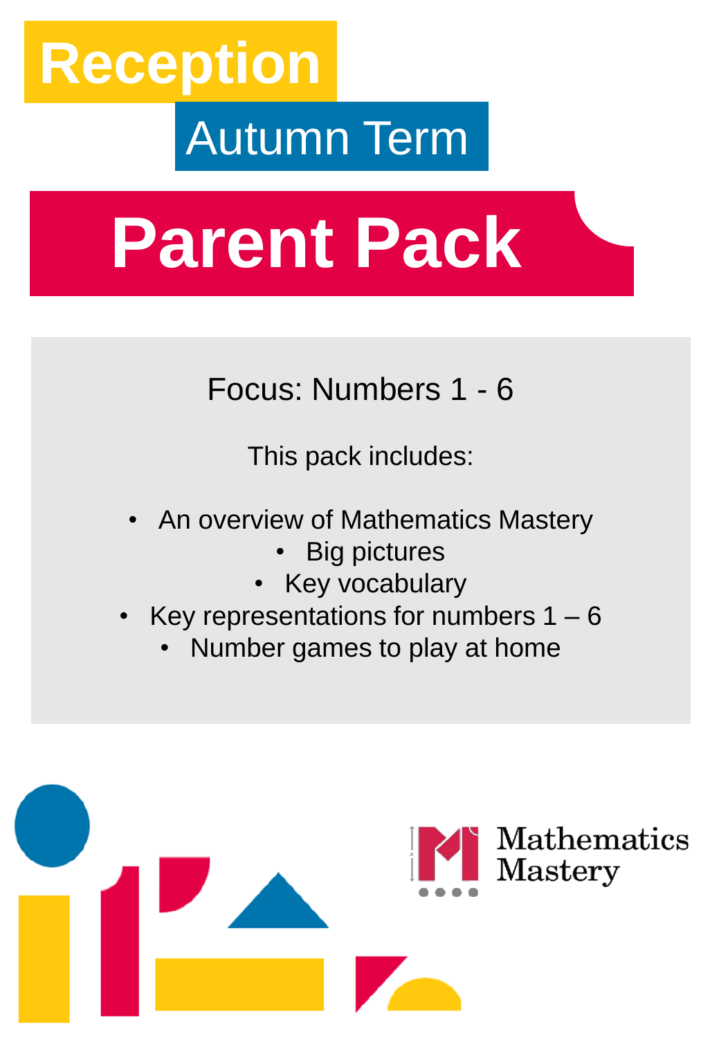# Reception

## Autumn Term

# Parent Pack

Focus: Numbers 1 - 6

This pack includes:

- An overview of Mathematics Mastery
- Big pictures
- Key vocabulary
- Key representations for numbers 1 – 6
- Number games to play at home

Mathematics Mastery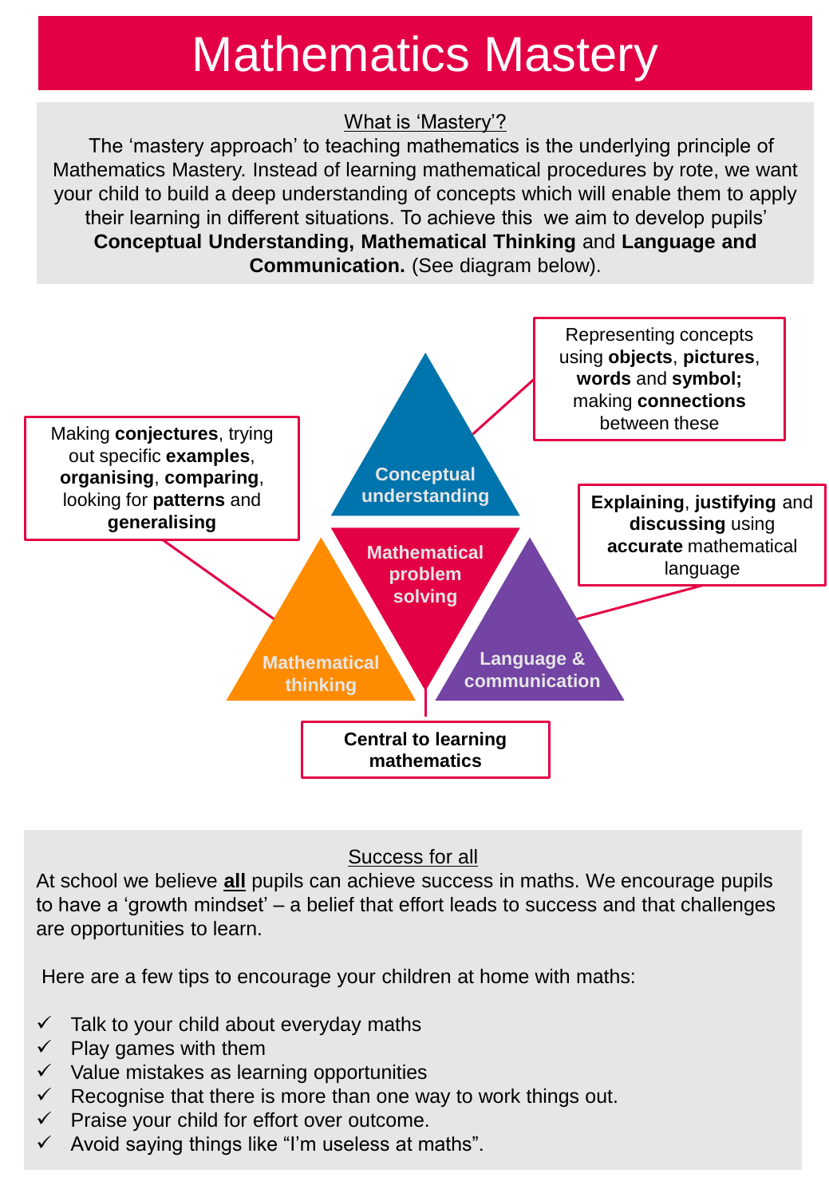# Mathematics Mastery

What is 'Mastery'?

The 'mastery approach' to teaching mathematics is the underlying principle of Mathematics Mastery. Instead of learning mathematical procedures by rote, we want your child to build a deep understanding of concepts which will enable them to apply their learning in different situations. To achieve this we aim to develop pupils' **Conceptual Understanding, Mathematical Thinking** and **Language and Communication.** (See diagram below).

Conceptual understanding

Representing concepts using **objects**, **pictures**, **words** and **symbol;** making **connections** between these

Mathematical thinking

Making **conjectures**, trying out specific **examples**, **organising**, **comparing**, looking for **patterns** and **generalising**

Language & communication

**Explaining**, **justifying** and **discussing** using **accurate** mathematical language

Mathematical problem solving

**Central to learning mathematics**

Success for all

At school we believe **all** pupils can achieve success in maths. We encourage pupils to have a 'growth mindset' – a belief that effort leads to success and that challenges are opportunities to learn.

Here are a few tips to encourage your children at home with maths:

- ✓ Talk to your child about everyday maths
- ✓ Play games with them
- ✓ Value mistakes as learning opportunities
- ✓ Recognise that there is more than one way to work things out.
- ✓ Praise your child for effort over outcome.
- ✓ Avoid saying things like "I'm useless at maths".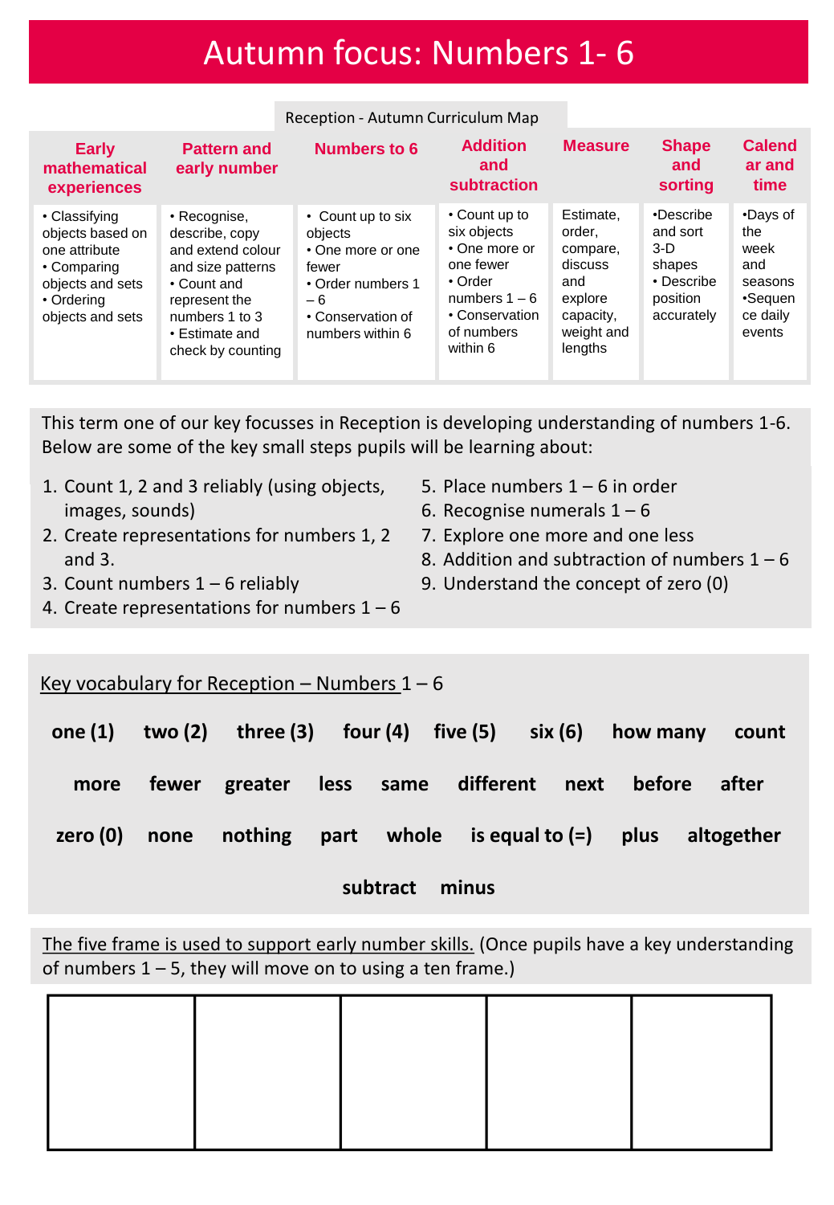# Autumn focus: Numbers 1- 6

Reception - Autumn Curriculum Map

| Early mathematical experiences | Pattern and early number | Numbers to 6 | Addition and subtraction | Measure | Shape and sorting | Calendar and time |
|---|---|---|---|---|---|---|
| • Classifying objects based on one attribute<br>• Comparing objects and sets<br>• Ordering objects and sets | • Recognise, describe, copy and extend colour and size patterns<br>• Count and represent the numbers 1 to 3<br>• Estimate and check by counting | • Count up to six objects<br>• One more or one fewer<br>• Order numbers 1 – 6<br>• Conservation of numbers within 6 | • Count up to six objects<br>• One more or one fewer<br>• Order numbers 1 – 6<br>• Conservation of numbers within 6 | Estimate, order, compare, discuss and explore capacity, weight and lengths | •Describe and sort 3-D shapes<br>• Describe position accurately | •Days of the week and seasons<br>•Sequence daily events |

This term one of our key focusses in Reception is developing understanding of numbers 1-6. Below are some of the key small steps pupils will be learning about:

1. Count 1, 2 and 3 reliably (using objects, images, sounds)
2. Create representations for numbers 1, 2 and 3.
3. Count numbers 1 – 6 reliably
4. Create representations for numbers 1 – 6
5. Place numbers 1 – 6 in order
6. Recognise numerals 1 – 6
7. Explore one more and one less
8. Addition and subtraction of numbers 1 – 6
9. Understand the concept of zero (0)

Key vocabulary for Reception – Numbers 1 – 6

**one (1) two (2) three (3) four (4) five (5) six (6) how many count**

**more fewer greater less same different next before after**

**zero (0) none nothing part whole is equal to (=) plus altogether**

**subtract minus**

The five frame is used to support early number skills. (Once pupils have a key understanding of numbers 1 – 5, they will move on to using a ten frame.)

| | | | | |
|---|---|---|---|---|
| | | | | |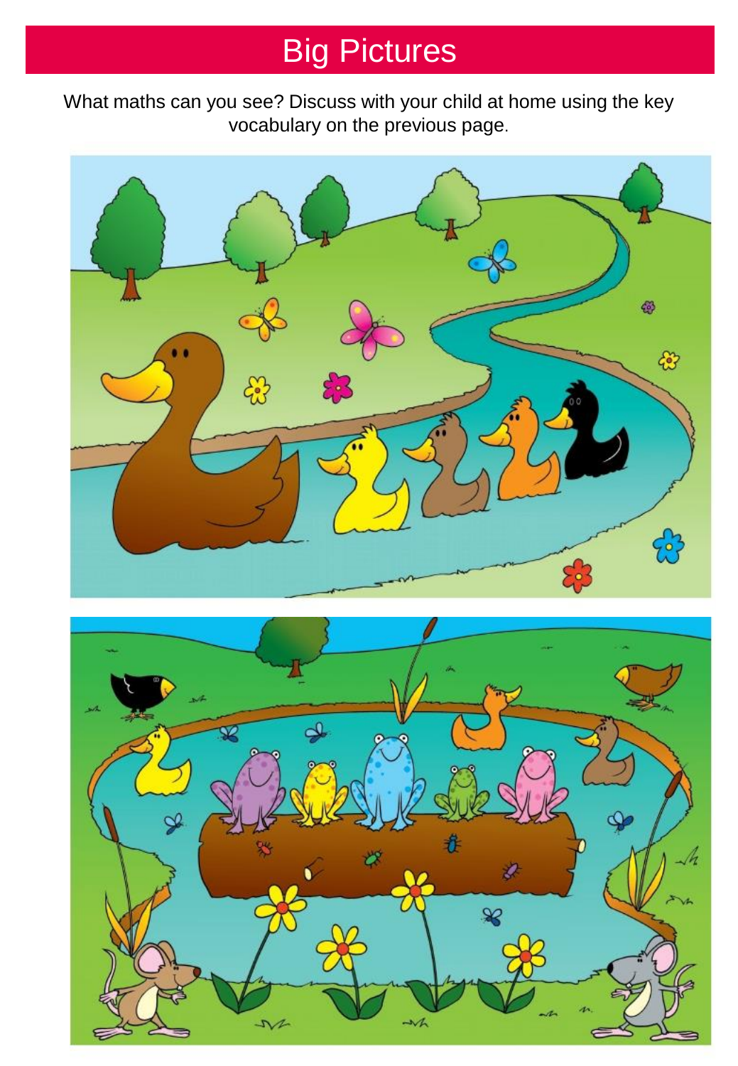# Big Pictures

What maths can you see? Discuss with your child at home using the key vocabulary on the previous page.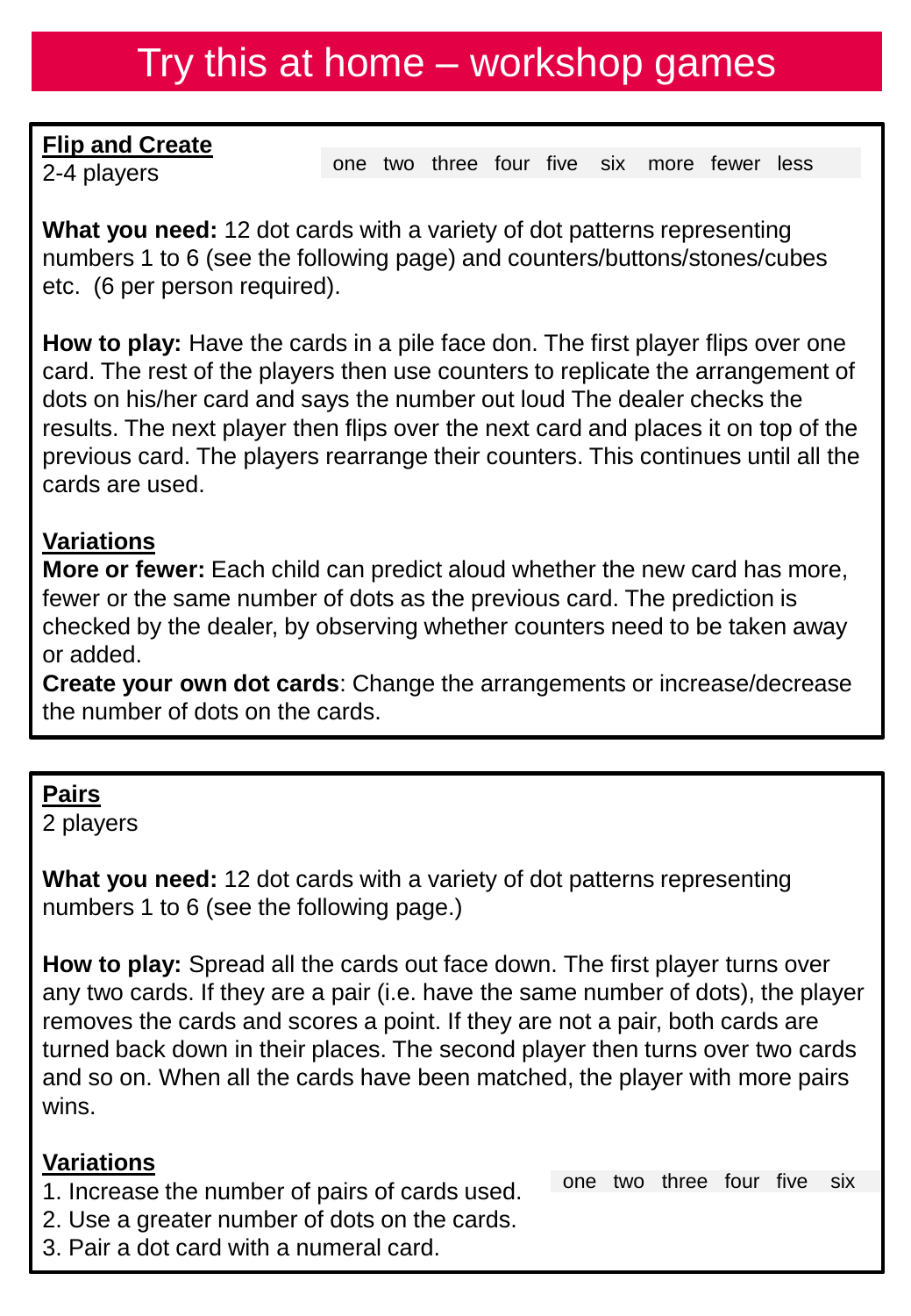# Try this at home – workshop games

## Flip and Create

2-4 players

one two three four five six more fewer less

**What you need:** 12 dot cards with a variety of dot patterns representing numbers 1 to 6 (see the following page) and counters/buttons/stones/cubes etc. (6 per person required).

**How to play:** Have the cards in a pile face don. The first player flips over one card. The rest of the players then use counters to replicate the arrangement of dots on his/her card and says the number out loud The dealer checks the results. The next player then flips over the next card and places it on top of the previous card. The players rearrange their counters. This continues until all the cards are used.

### Variations

**More or fewer:** Each child can predict aloud whether the new card has more, fewer or the same number of dots as the previous card. The prediction is checked by the dealer, by observing whether counters need to be taken away or added.

**Create your own dot cards**: Change the arrangements or increase/decrease the number of dots on the cards.

## Pairs

2 players

**What you need:** 12 dot cards with a variety of dot patterns representing numbers 1 to 6 (see the following page.)

**How to play:** Spread all the cards out face down. The first player turns over any two cards. If they are a pair (i.e. have the same number of dots), the player removes the cards and scores a point. If they are not a pair, both cards are turned back down in their places. The second player then turns over two cards and so on. When all the cards have been matched, the player with more pairs wins.

### Variations

one two three four five six

1. Increase the number of pairs of cards used.
2. Use a greater number of dots on the cards.
3. Pair a dot card with a numeral card.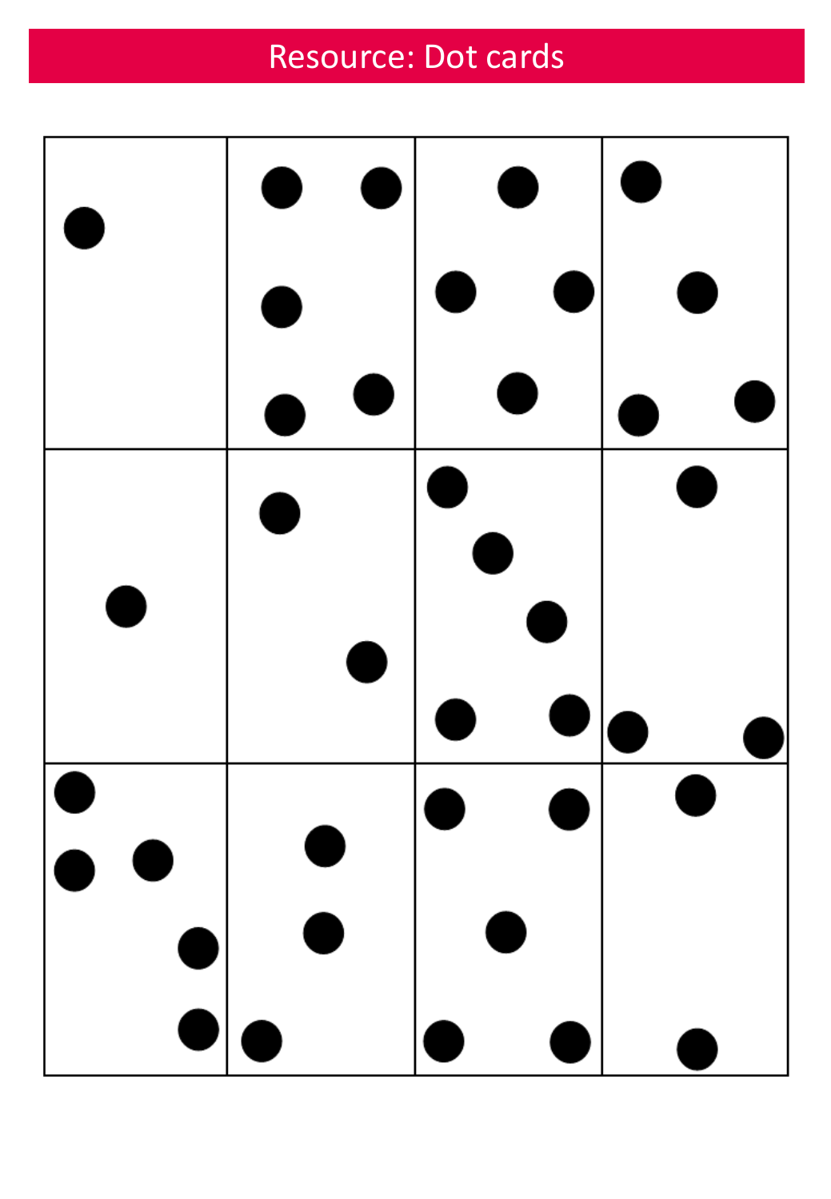# Resource: Dot cards